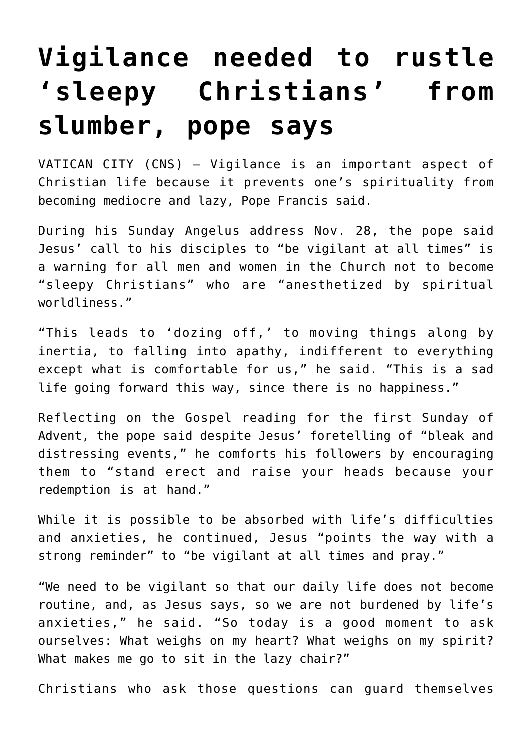# Vigilance needed to rustle 'sleepy Christians' from slumber, pope says

VATICAN CITY (CNS) — Vigilance is an important aspect of Christian life because it prevents one's spirituality from becoming mediocre and lazy, Pope Francis said.

During his Sunday Angelus address Nov. 28, the pope said Jesus' call to his disciples to "be vigilant at all times" is a warning for all men and women in the Church not to become "sleepy Christians" who are "anesthetized by spiritual worldliness."

"This leads to 'dozing off,' to moving things along by inertia, to falling into apathy, indifferent to everything except what is comfortable for us," he said. "This is a sad life going forward this way, since there is no happiness."

Reflecting on the Gospel reading for the first Sunday of Advent, the pope said despite Jesus' foretelling of "bleak and distressing events," he comforts his followers by encouraging them to "stand erect and raise your heads because your redemption is at hand."

While it is possible to be absorbed with life's difficulties and anxieties, he continued, Jesus "points the way with a strong reminder" to "be vigilant at all times and pray."

"We need to be vigilant so that our daily life does not become routine, and, as Jesus says, so we are not burdened by life's anxieties," he said. "So today is a good moment to ask ourselves: What weighs on my heart? What weighs on my spirit? What makes me go to sit in the lazy chair?"

Christians who ask those questions can guard themselves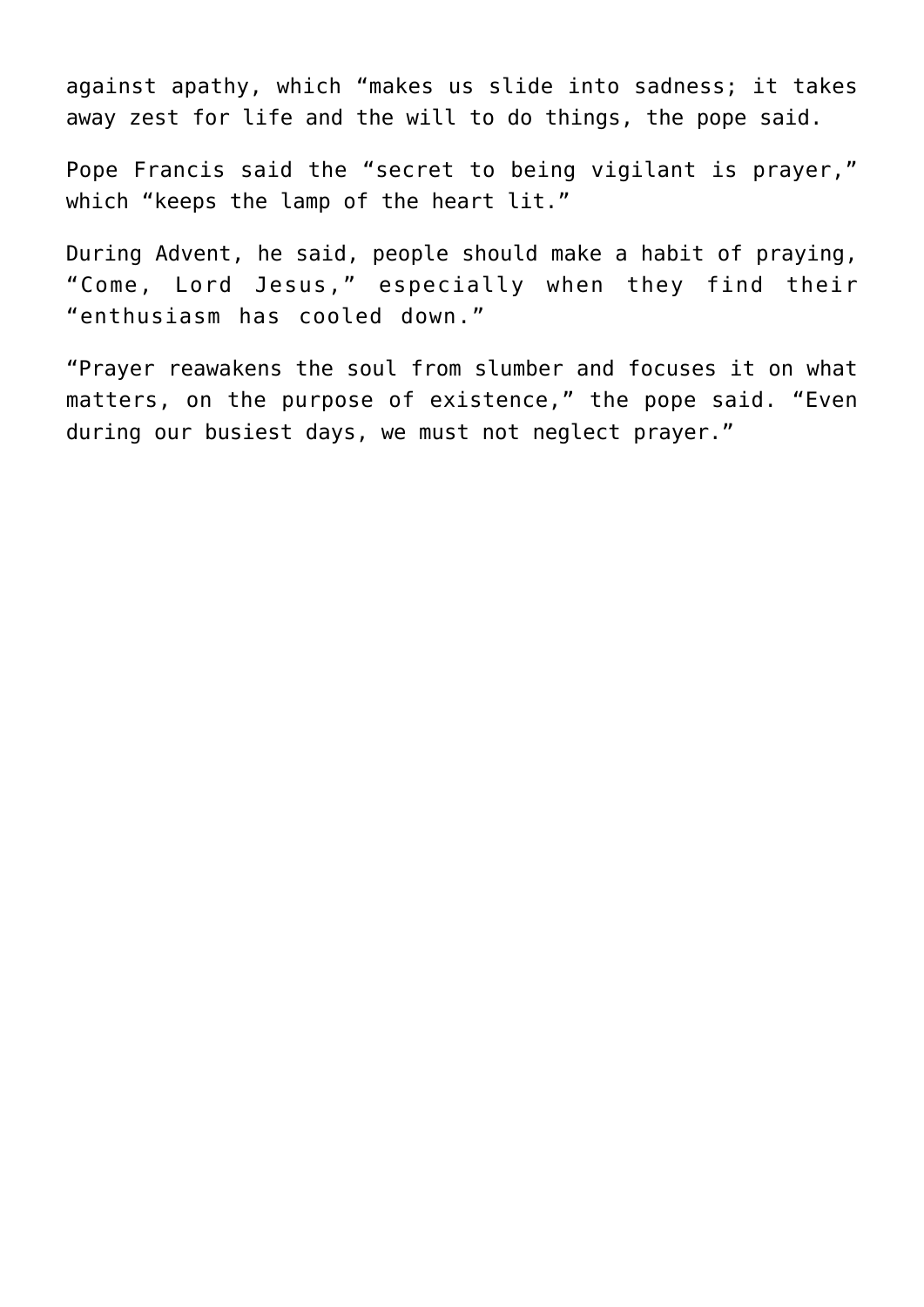against apathy, which “makes us slide into sadness; it takes away zest for life and the will to do things, the pope said.

Pope Francis said the “secret to being vigilant is prayer,” which “keeps the lamp of the heart lit.”

During Advent, he said, people should make a habit of praying, “Come, Lord Jesus,” especially when they find their “enthusiasm has cooled down.”

“Prayer reawakens the soul from slumber and focuses it on what matters, on the purpose of existence,” the pope said. “Even during our busiest days, we must not neglect prayer.”